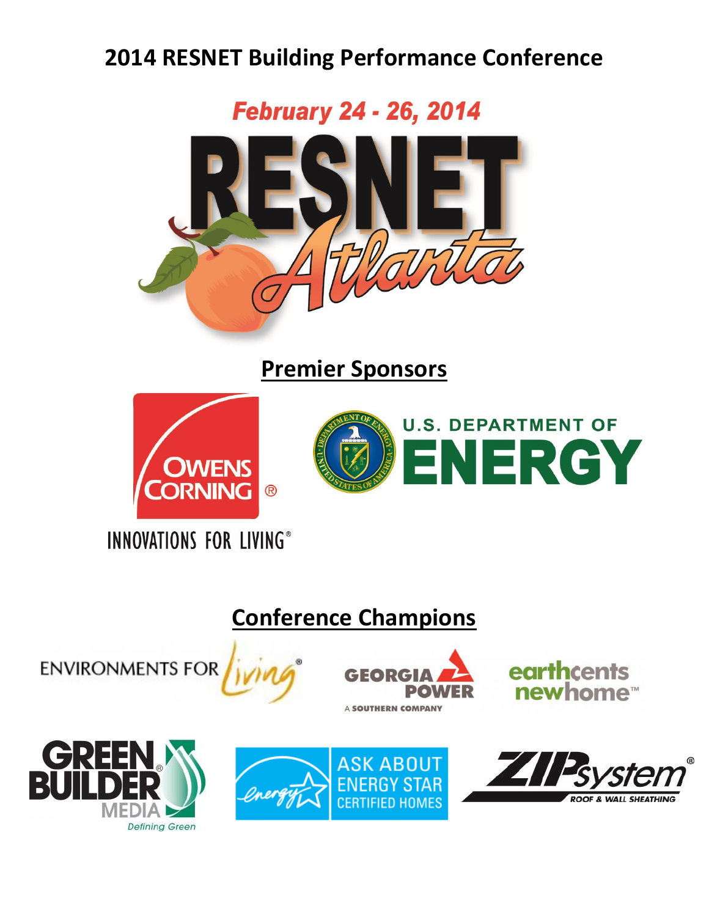# 2014 RESNET Building Performance Conference

February 24 - 26, 2014

RESNET Atlanta

## Premier Sponsors

OWENS CORNING®

INNOVATIONS FOR LIVING®

U.S. DEPARTMENT OF ENERGY

## Conference Champions

ENVIRONMENTS FOR Living®

GEORGIA POWER
A SOUTHERN COMPANY

earthcents newhome™

GREEN BUILDER® MEDIA
Defining Green

energy ASK ABOUT ENERGY STAR CERTIFIED HOMES

ZIPsystem®
ROOF & WALL SHEATHING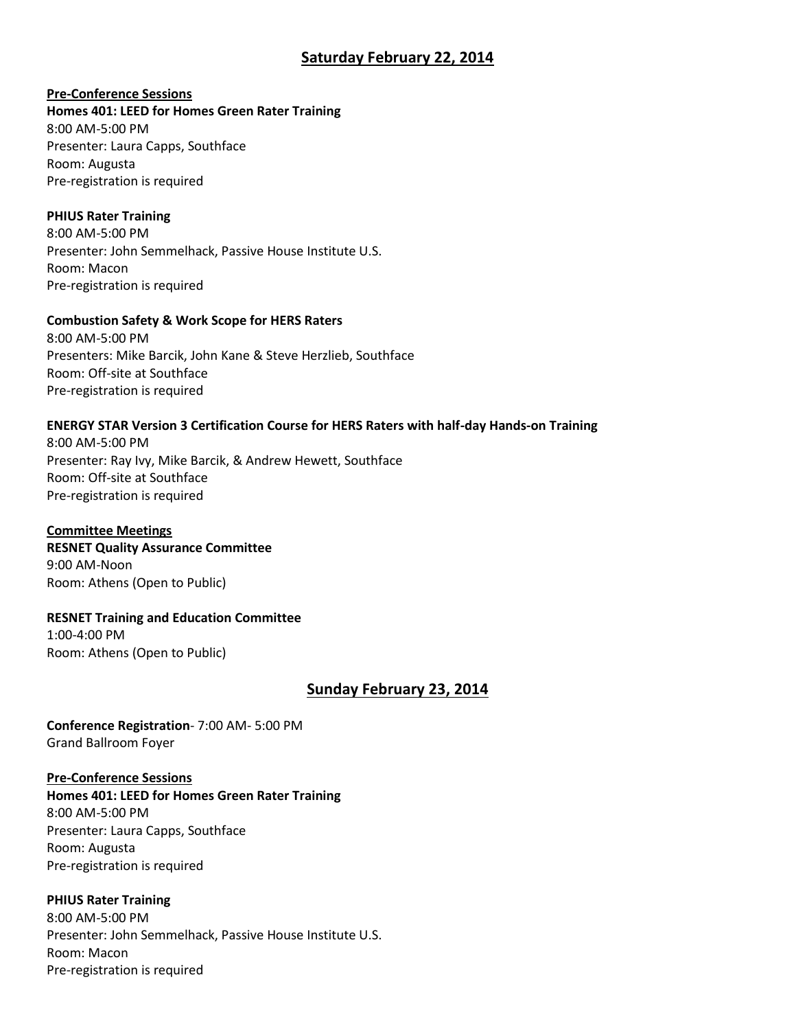## Saturday February 22, 2014

**Pre-Conference Sessions**

**Homes 401: LEED for Homes Green Rater Training**
8:00 AM-5:00 PM
Presenter: Laura Capps, Southface
Room: Augusta
Pre-registration is required

**PHIUS Rater Training**
8:00 AM-5:00 PM
Presenter: John Semmelhack, Passive House Institute U.S.
Room: Macon
Pre-registration is required

**Combustion Safety & Work Scope for HERS Raters**
8:00 AM-5:00 PM
Presenters: Mike Barcik, John Kane & Steve Herzlieb, Southface
Room: Off-site at Southface
Pre-registration is required

**ENERGY STAR Version 3 Certification Course for HERS Raters with half-day Hands-on Training**
8:00 AM-5:00 PM
Presenter: Ray Ivy, Mike Barcik, & Andrew Hewett, Southface
Room: Off-site at Southface
Pre-registration is required

**Committee Meetings**

**RESNET Quality Assurance Committee**
9:00 AM-Noon
Room: Athens (Open to Public)

**RESNET Training and Education Committee**
1:00-4:00 PM
Room: Athens (Open to Public)

## Sunday February 23, 2014

**Conference Registration**- 7:00 AM- 5:00 PM
Grand Ballroom Foyer

**Pre-Conference Sessions**

**Homes 401: LEED for Homes Green Rater Training**
8:00 AM-5:00 PM
Presenter: Laura Capps, Southface
Room: Augusta
Pre-registration is required

**PHIUS Rater Training**
8:00 AM-5:00 PM
Presenter: John Semmelhack, Passive House Institute U.S.
Room: Macon
Pre-registration is required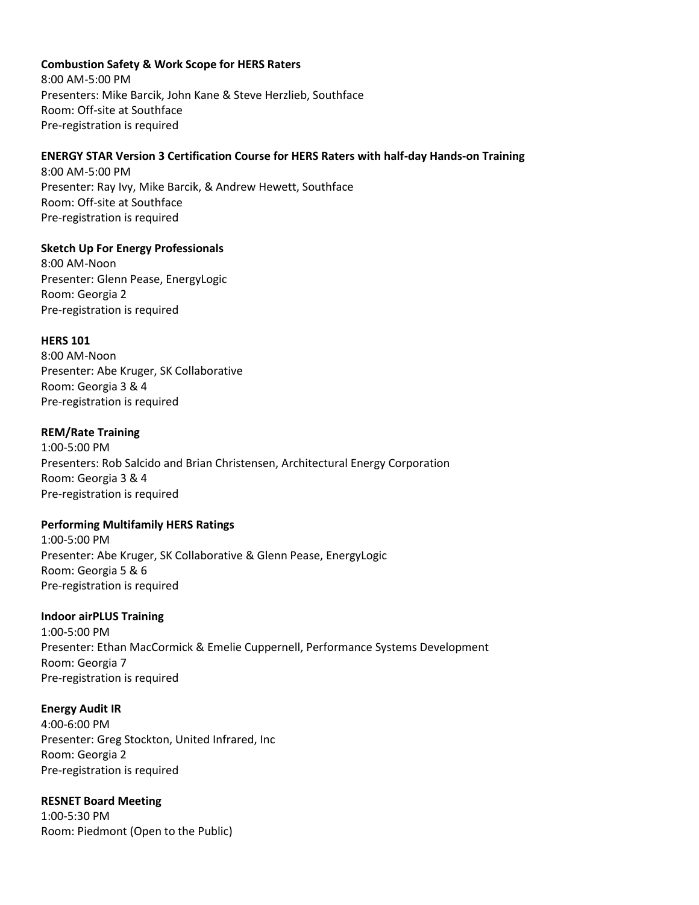**Combustion Safety & Work Scope for HERS Raters**
8:00 AM-5:00 PM
Presenters: Mike Barcik, John Kane & Steve Herzlieb, Southface
Room: Off-site at Southface
Pre-registration is required

**ENERGY STAR Version 3 Certification Course for HERS Raters with half-day Hands-on Training**
8:00 AM-5:00 PM
Presenter: Ray Ivy, Mike Barcik, & Andrew Hewett, Southface
Room: Off-site at Southface
Pre-registration is required

**Sketch Up For Energy Professionals**
8:00 AM-Noon
Presenter: Glenn Pease, EnergyLogic
Room: Georgia 2
Pre-registration is required

**HERS 101**
8:00 AM-Noon
Presenter: Abe Kruger, SK Collaborative
Room: Georgia 3 & 4
Pre-registration is required

**REM/Rate Training**
1:00-5:00 PM
Presenters: Rob Salcido and Brian Christensen, Architectural Energy Corporation
Room: Georgia 3 & 4
Pre-registration is required

**Performing Multifamily HERS Ratings**
1:00-5:00 PM
Presenter: Abe Kruger, SK Collaborative & Glenn Pease, EnergyLogic
Room: Georgia 5 & 6
Pre-registration is required

**Indoor airPLUS Training**
1:00-5:00 PM
Presenter: Ethan MacCormick & Emelie Cuppernell, Performance Systems Development
Room: Georgia 7
Pre-registration is required

**Energy Audit IR**
4:00-6:00 PM
Presenter: Greg Stockton, United Infrared, Inc
Room: Georgia 2
Pre-registration is required

**RESNET Board Meeting**
1:00-5:30 PM
Room: Piedmont (Open to the Public)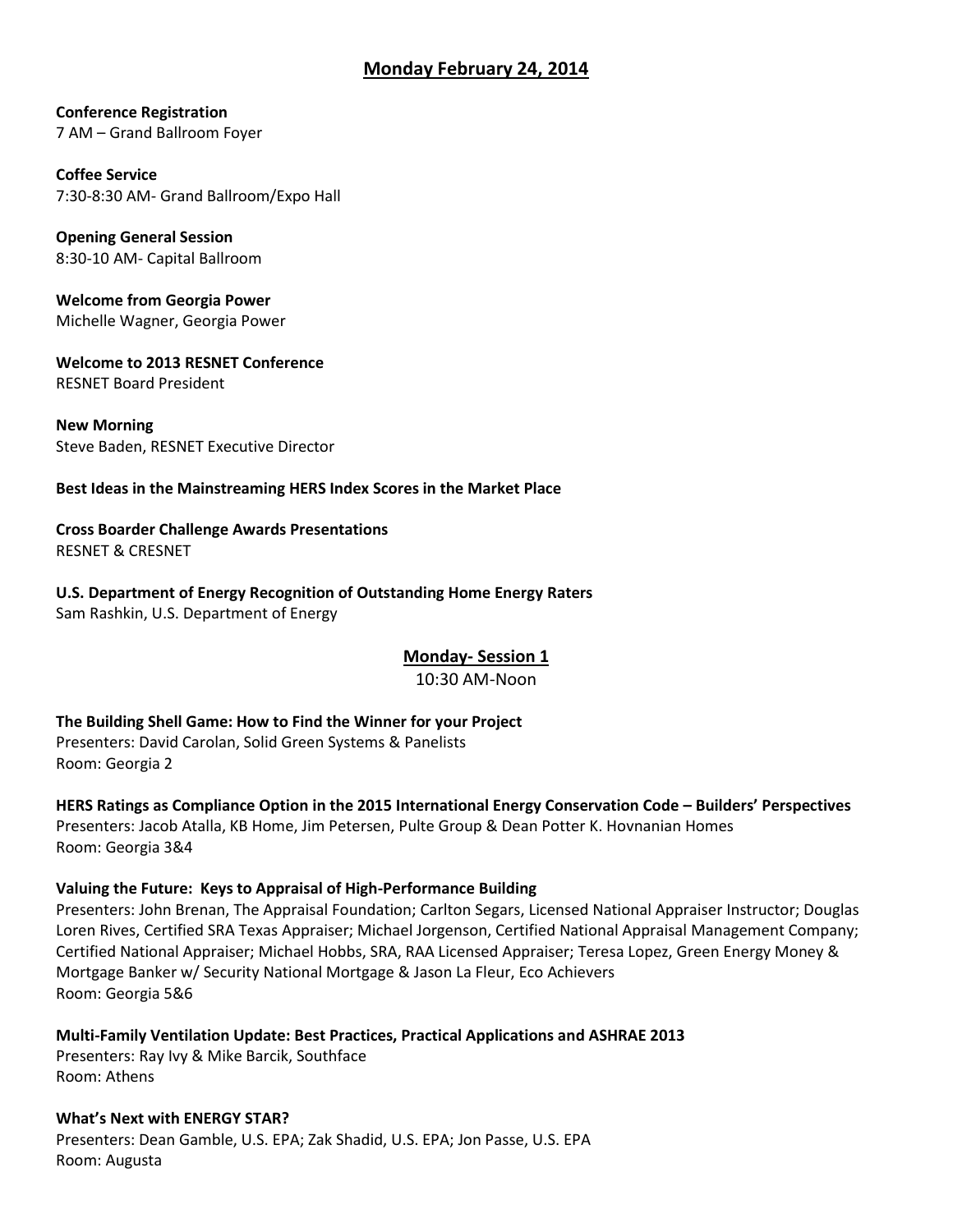## Monday February 24, 2014

**Conference Registration**
7 AM – Grand Ballroom Foyer

**Coffee Service**
7:30-8:30 AM- Grand Ballroom/Expo Hall

**Opening General Session**
8:30-10 AM- Capital Ballroom

**Welcome from Georgia Power**
Michelle Wagner, Georgia Power

**Welcome to 2013 RESNET Conference**
RESNET Board President

**New Morning**
Steve Baden, RESNET Executive Director

**Best Ideas in the Mainstreaming HERS Index Scores in the Market Place**

**Cross Boarder Challenge Awards Presentations**
RESNET & CRESNET

**U.S. Department of Energy Recognition of Outstanding Home Energy Raters**
Sam Rashkin, U.S. Department of Energy

### Monday- Session 1

10:30 AM-Noon

**The Building Shell Game: How to Find the Winner for your Project**
Presenters: David Carolan, Solid Green Systems & Panelists
Room: Georgia 2

**HERS Ratings as Compliance Option in the 2015 International Energy Conservation Code – Builders' Perspectives**
Presenters: Jacob Atalla, KB Home, Jim Petersen, Pulte Group & Dean Potter K. Hovnanian Homes
Room: Georgia 3&4

**Valuing the Future: Keys to Appraisal of High-Performance Building**
Presenters: John Brenan, The Appraisal Foundation; Carlton Segars, Licensed National Appraiser Instructor; Douglas Loren Rives, Certified SRA Texas Appraiser; Michael Jorgenson, Certified National Appraisal Management Company; Certified National Appraiser; Michael Hobbs, SRA, RAA Licensed Appraiser; Teresa Lopez, Green Energy Money & Mortgage Banker w/ Security National Mortgage & Jason La Fleur, Eco Achievers
Room: Georgia 5&6

**Multi-Family Ventilation Update: Best Practices, Practical Applications and ASHRAE 2013**
Presenters: Ray Ivy & Mike Barcik, Southface
Room: Athens

**What's Next with ENERGY STAR?**
Presenters: Dean Gamble, U.S. EPA; Zak Shadid, U.S. EPA; Jon Passe, U.S. EPA
Room: Augusta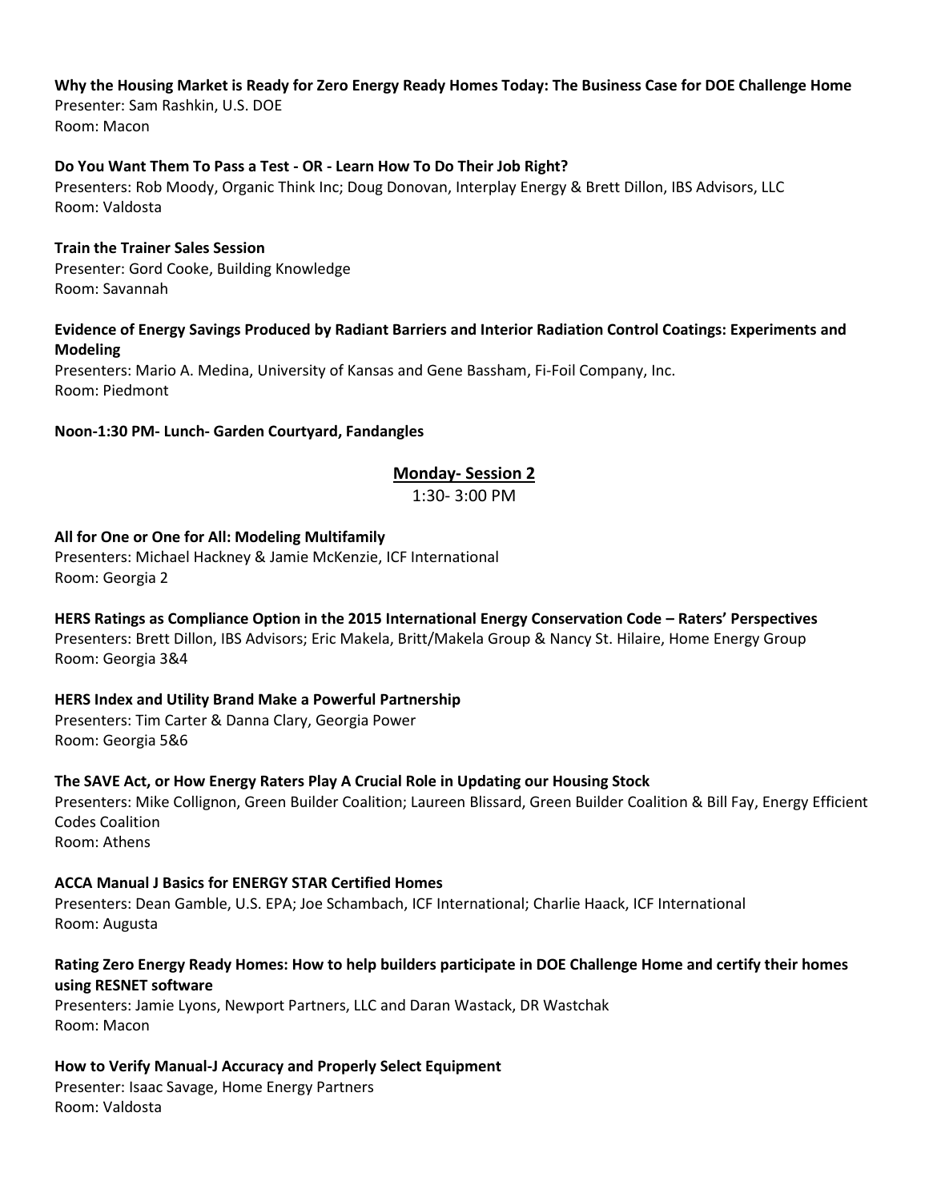**Why the Housing Market is Ready for Zero Energy Ready Homes Today: The Business Case for DOE Challenge Home**
Presenter: Sam Rashkin, U.S. DOE
Room: Macon

**Do You Want Them To Pass a Test - OR - Learn How To Do Their Job Right?**
Presenters: Rob Moody, Organic Think Inc; Doug Donovan, Interplay Energy & Brett Dillon, IBS Advisors, LLC
Room: Valdosta

**Train the Trainer Sales Session**
Presenter: Gord Cooke, Building Knowledge
Room: Savannah

**Evidence of Energy Savings Produced by Radiant Barriers and Interior Radiation Control Coatings: Experiments and Modeling**
Presenters: Mario A. Medina, University of Kansas and Gene Bassham, Fi-Foil Company, Inc.
Room: Piedmont

**Noon-1:30 PM- Lunch- Garden Courtyard, Fandangles**

## Monday- Session 2

1:30- 3:00 PM

**All for One or One for All: Modeling Multifamily**
Presenters: Michael Hackney & Jamie McKenzie, ICF International
Room: Georgia 2

**HERS Ratings as Compliance Option in the 2015 International Energy Conservation Code – Raters' Perspectives**
Presenters: Brett Dillon, IBS Advisors; Eric Makela, Britt/Makela Group & Nancy St. Hilaire, Home Energy Group
Room: Georgia 3&4

**HERS Index and Utility Brand Make a Powerful Partnership**
Presenters: Tim Carter & Danna Clary, Georgia Power
Room: Georgia 5&6

**The SAVE Act, or How Energy Raters Play A Crucial Role in Updating our Housing Stock**
Presenters: Mike Collignon, Green Builder Coalition; Laureen Blissard, Green Builder Coalition & Bill Fay, Energy Efficient Codes Coalition
Room: Athens

**ACCA Manual J Basics for ENERGY STAR Certified Homes**
Presenters: Dean Gamble, U.S. EPA; Joe Schambach, ICF International; Charlie Haack, ICF International
Room: Augusta

**Rating Zero Energy Ready Homes: How to help builders participate in DOE Challenge Home and certify their homes using RESNET software**
Presenters: Jamie Lyons, Newport Partners, LLC and Daran Wastack, DR Wastchak
Room: Macon

**How to Verify Manual-J Accuracy and Properly Select Equipment**
Presenter: Isaac Savage, Home Energy Partners
Room: Valdosta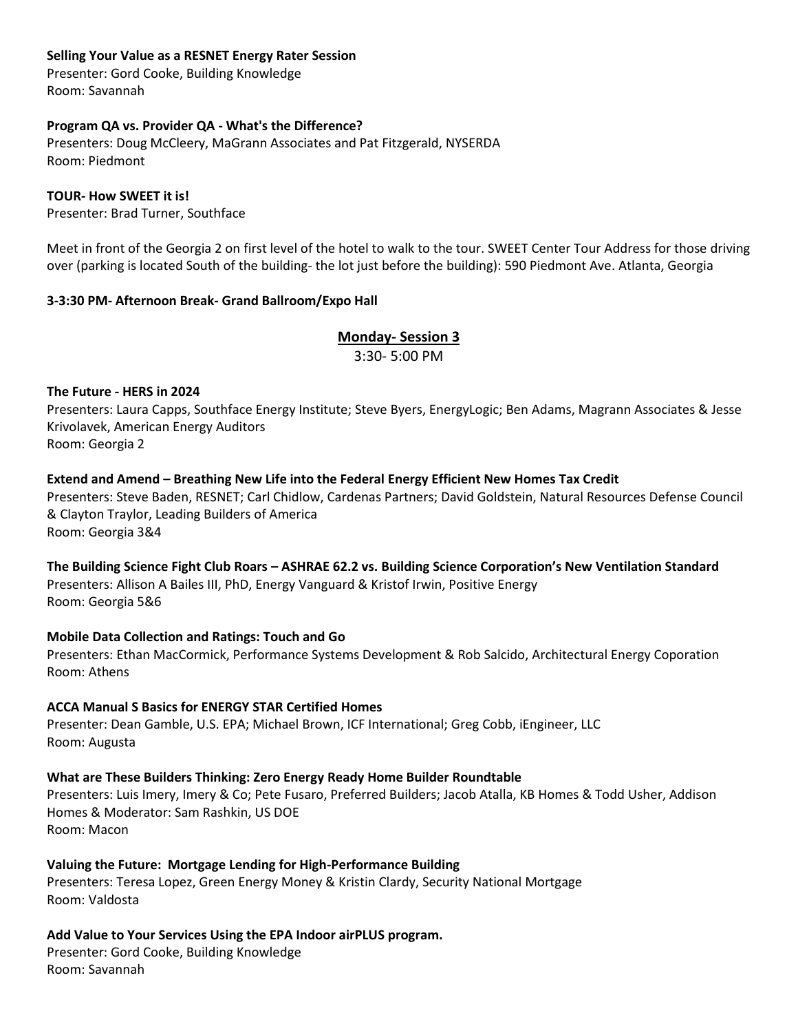**Selling Your Value as a RESNET Energy Rater Session**
Presenter: Gord Cooke, Building Knowledge
Room: Savannah

**Program QA vs. Provider QA - What's the Difference?**
Presenters: Doug McCleery, MaGrann Associates and Pat Fitzgerald, NYSERDA
Room: Piedmont

**TOUR- How SWEET it is!**
Presenter: Brad Turner, Southface

Meet in front of the Georgia 2 on first level of the hotel to walk to the tour. SWEET Center Tour Address for those driving over (parking is located South of the building- the lot just before the building): 590 Piedmont Ave. Atlanta, Georgia

**3-3:30 PM- Afternoon Break- Grand Ballroom/Expo Hall**

## Monday- Session 3

3:30- 5:00 PM

**The Future - HERS in 2024**
Presenters: Laura Capps, Southface Energy Institute; Steve Byers, EnergyLogic; Ben Adams, Magrann Associates & Jesse Krivolavek, American Energy Auditors
Room: Georgia 2

**Extend and Amend – Breathing New Life into the Federal Energy Efficient New Homes Tax Credit**
Presenters: Steve Baden, RESNET; Carl Chidlow, Cardenas Partners; David Goldstein, Natural Resources Defense Council & Clayton Traylor, Leading Builders of America
Room: Georgia 3&4

**The Building Science Fight Club Roars – ASHRAE 62.2 vs. Building Science Corporation's New Ventilation Standard**
Presenters: Allison A Bailes III, PhD, Energy Vanguard & Kristof Irwin, Positive Energy
Room: Georgia 5&6

**Mobile Data Collection and Ratings: Touch and Go**
Presenters: Ethan MacCormick, Performance Systems Development & Rob Salcido, Architectural Energy Coporation
Room: Athens

**ACCA Manual S Basics for ENERGY STAR Certified Homes**
Presenter: Dean Gamble, U.S. EPA; Michael Brown, ICF International; Greg Cobb, iEngineer, LLC
Room: Augusta

**What are These Builders Thinking: Zero Energy Ready Home Builder Roundtable**
Presenters: Luis Imery, Imery & Co; Pete Fusaro, Preferred Builders; Jacob Atalla, KB Homes & Todd Usher, Addison Homes & Moderator: Sam Rashkin, US DOE
Room: Macon

**Valuing the Future:  Mortgage Lending for High-Performance Building**
Presenters: Teresa Lopez, Green Energy Money & Kristin Clardy, Security National Mortgage
Room: Valdosta

**Add Value to Your Services Using the EPA Indoor airPLUS program.**
Presenter: Gord Cooke, Building Knowledge
Room: Savannah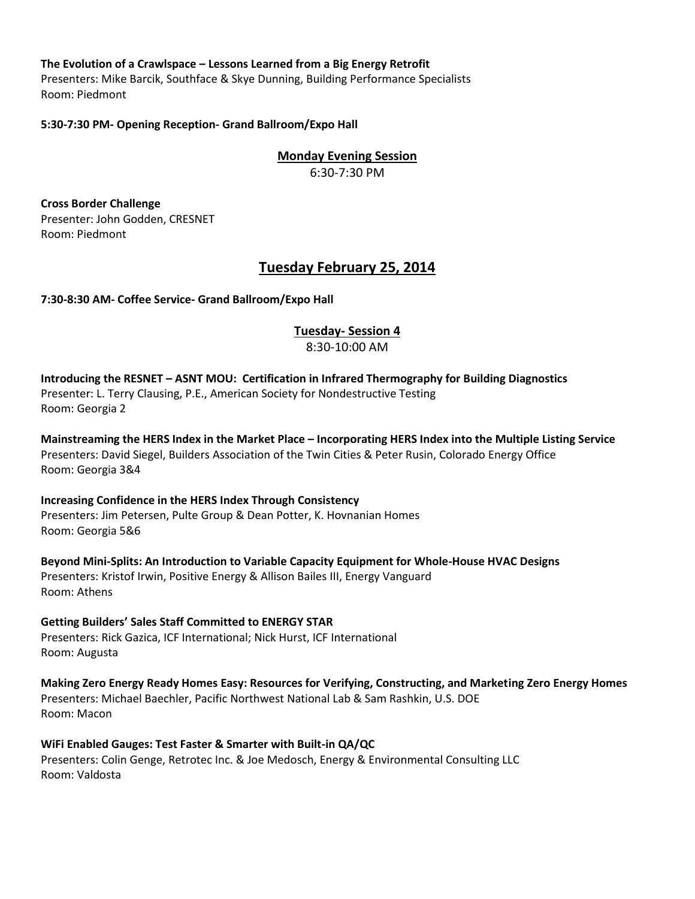**The Evolution of a Crawlspace – Lessons Learned from a Big Energy Retrofit**
Presenters: Mike Barcik, Southface & Skye Dunning, Building Performance Specialists
Room: Piedmont

**5:30-7:30 PM- Opening Reception- Grand Ballroom/Expo Hall**

### Monday Evening Session

6:30-7:30 PM

**Cross Border Challenge**
Presenter: John Godden, CRESNET
Room: Piedmont

## Tuesday February 25, 2014

**7:30-8:30 AM- Coffee Service- Grand Ballroom/Expo Hall**

### Tuesday- Session 4

8:30-10:00 AM

**Introducing the RESNET – ASNT MOU: Certification in Infrared Thermography for Building Diagnostics**
Presenter: L. Terry Clausing, P.E., American Society for Nondestructive Testing
Room: Georgia 2

**Mainstreaming the HERS Index in the Market Place – Incorporating HERS Index into the Multiple Listing Service**
Presenters: David Siegel, Builders Association of the Twin Cities & Peter Rusin, Colorado Energy Office
Room: Georgia 3&4

**Increasing Confidence in the HERS Index Through Consistency**
Presenters: Jim Petersen, Pulte Group & Dean Potter, K. Hovnanian Homes
Room: Georgia 5&6

**Beyond Mini-Splits: An Introduction to Variable Capacity Equipment for Whole-House HVAC Designs**
Presenters: Kristof Irwin, Positive Energy & Allison Bailes III, Energy Vanguard
Room: Athens

**Getting Builders' Sales Staff Committed to ENERGY STAR**
Presenters: Rick Gazica, ICF International; Nick Hurst, ICF International
Room: Augusta

**Making Zero Energy Ready Homes Easy: Resources for Verifying, Constructing, and Marketing Zero Energy Homes**
Presenters: Michael Baechler, Pacific Northwest National Lab & Sam Rashkin, U.S. DOE
Room: Macon

**WiFi Enabled Gauges: Test Faster & Smarter with Built-in QA/QC**
Presenters: Colin Genge, Retrotec Inc. & Joe Medosch, Energy & Environmental Consulting LLC
Room: Valdosta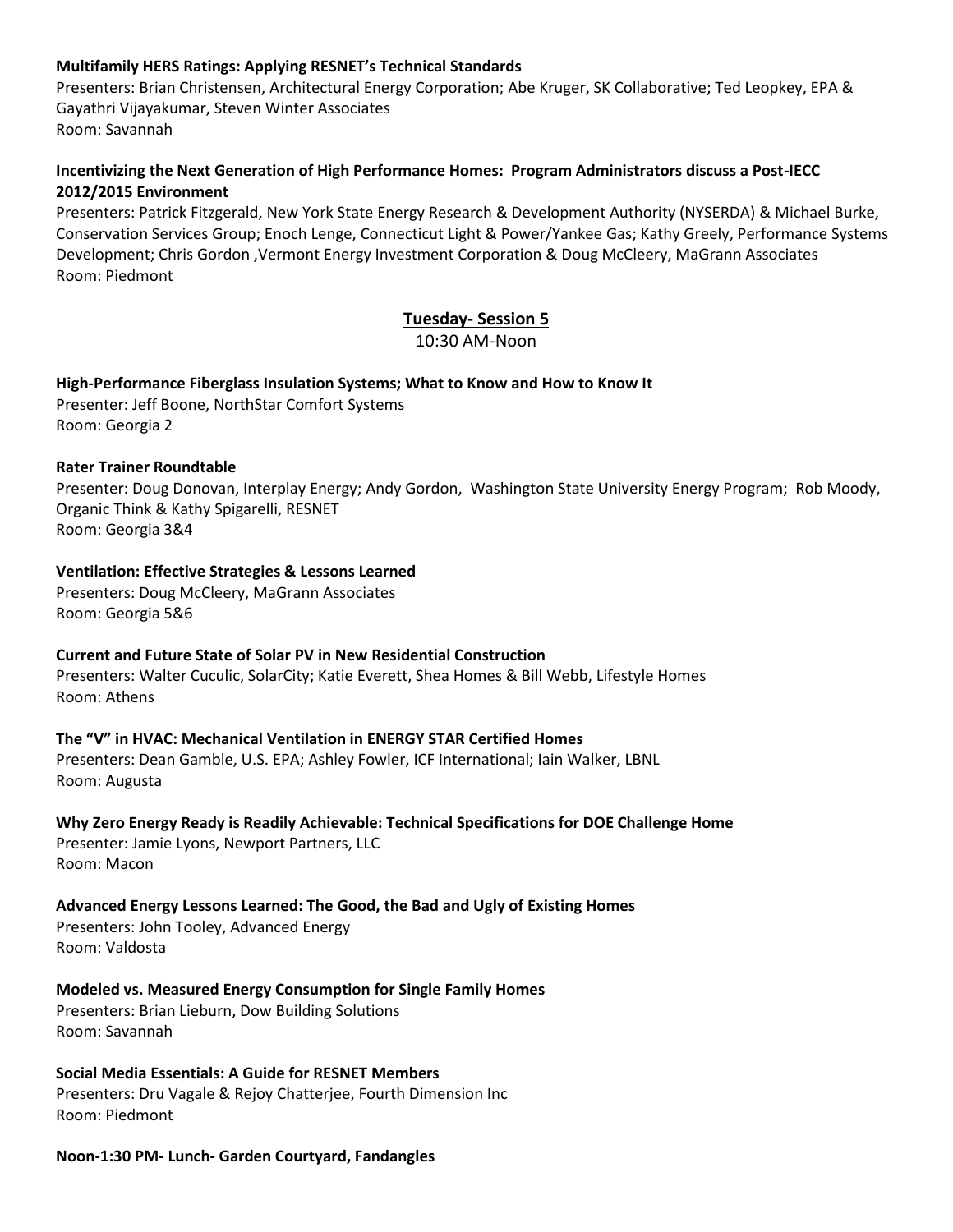**Multifamily HERS Ratings: Applying RESNET's Technical Standards**
Presenters: Brian Christensen, Architectural Energy Corporation; Abe Kruger, SK Collaborative; Ted Leopkey, EPA & Gayathri Vijayakumar, Steven Winter Associates
Room: Savannah

**Incentivizing the Next Generation of High Performance Homes: Program Administrators discuss a Post-IECC 2012/2015 Environment**
Presenters: Patrick Fitzgerald, New York State Energy Research & Development Authority (NYSERDA) & Michael Burke, Conservation Services Group; Enoch Lenge, Connecticut Light & Power/Yankee Gas; Kathy Greely, Performance Systems Development; Chris Gordon ,Vermont Energy Investment Corporation & Doug McCleery, MaGrann Associates
Room: Piedmont

## Tuesday- Session 5

10:30 AM-Noon

**High-Performance Fiberglass Insulation Systems; What to Know and How to Know It**
Presenter: Jeff Boone, NorthStar Comfort Systems
Room: Georgia 2

**Rater Trainer Roundtable**
Presenter: Doug Donovan, Interplay Energy; Andy Gordon, Washington State University Energy Program; Rob Moody, Organic Think & Kathy Spigarelli, RESNET
Room: Georgia 3&4

**Ventilation: Effective Strategies & Lessons Learned**
Presenters: Doug McCleery, MaGrann Associates
Room: Georgia 5&6

**Current and Future State of Solar PV in New Residential Construction**
Presenters: Walter Cuculic, SolarCity; Katie Everett, Shea Homes & Bill Webb, Lifestyle Homes
Room: Athens

**The "V" in HVAC: Mechanical Ventilation in ENERGY STAR Certified Homes**
Presenters: Dean Gamble, U.S. EPA; Ashley Fowler, ICF International; Iain Walker, LBNL
Room: Augusta

**Why Zero Energy Ready is Readily Achievable: Technical Specifications for DOE Challenge Home**
Presenter: Jamie Lyons, Newport Partners, LLC
Room: Macon

**Advanced Energy Lessons Learned: The Good, the Bad and Ugly of Existing Homes**
Presenters: John Tooley, Advanced Energy
Room: Valdosta

**Modeled vs. Measured Energy Consumption for Single Family Homes**
Presenters: Brian Lieburn, Dow Building Solutions
Room: Savannah

**Social Media Essentials: A Guide for RESNET Members**
Presenters: Dru Vagale & Rejoy Chatterjee, Fourth Dimension Inc
Room: Piedmont

**Noon-1:30 PM- Lunch- Garden Courtyard, Fandangles**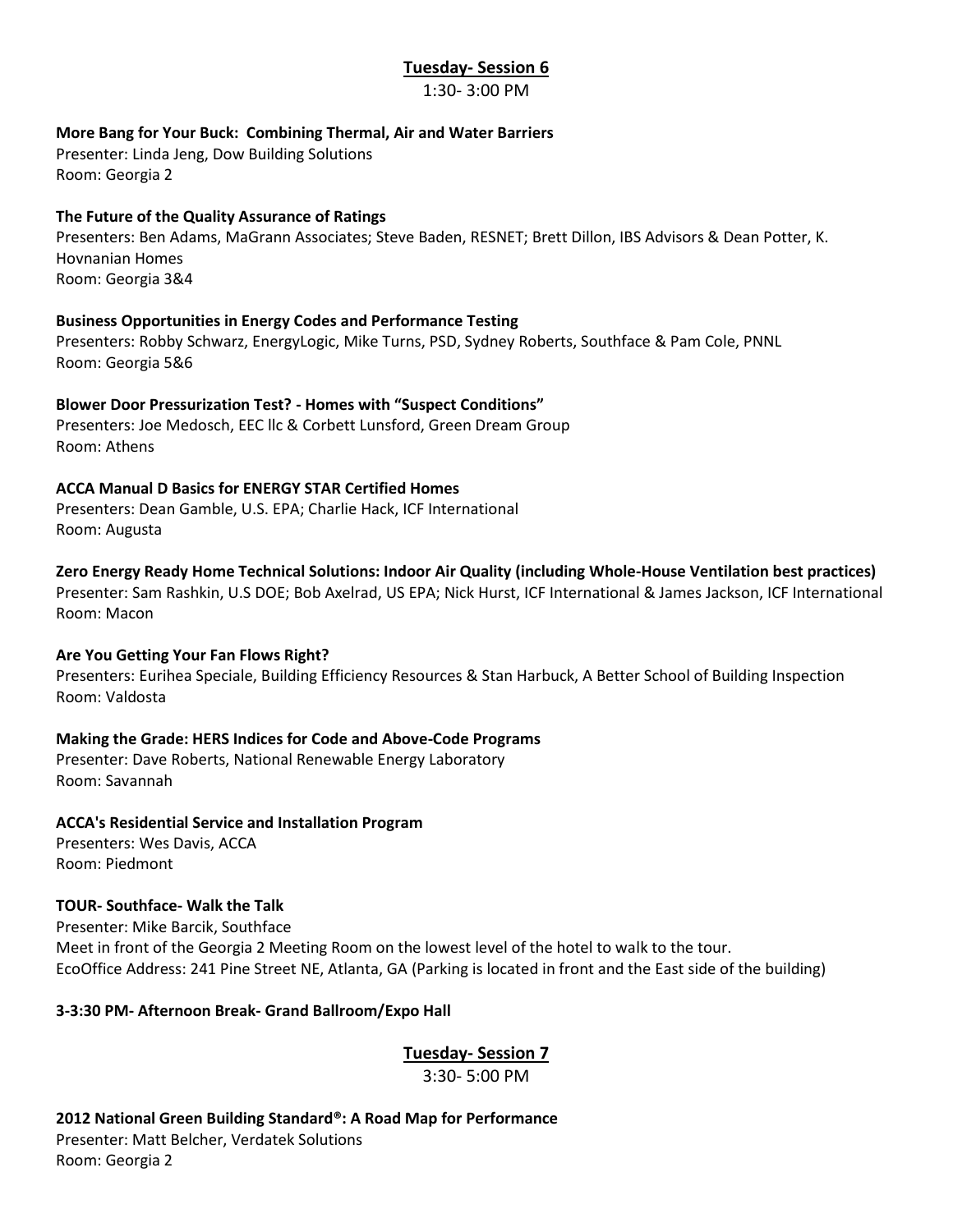## Tuesday- Session 6

1:30- 3:00 PM

**More Bang for Your Buck: Combining Thermal, Air and Water Barriers**
Presenter: Linda Jeng, Dow Building Solutions
Room: Georgia 2

**The Future of the Quality Assurance of Ratings**
Presenters: Ben Adams, MaGrann Associates; Steve Baden, RESNET; Brett Dillon, IBS Advisors & Dean Potter, K. Hovnanian Homes
Room: Georgia 3&4

**Business Opportunities in Energy Codes and Performance Testing**
Presenters: Robby Schwarz, EnergyLogic, Mike Turns, PSD, Sydney Roberts, Southface & Pam Cole, PNNL
Room: Georgia 5&6

**Blower Door Pressurization Test? - Homes with "Suspect Conditions"**
Presenters: Joe Medosch, EEC llc & Corbett Lunsford, Green Dream Group
Room: Athens

**ACCA Manual D Basics for ENERGY STAR Certified Homes**
Presenters: Dean Gamble, U.S. EPA; Charlie Hack, ICF International
Room: Augusta

**Zero Energy Ready Home Technical Solutions: Indoor Air Quality (including Whole-House Ventilation best practices)**
Presenter: Sam Rashkin, U.S DOE; Bob Axelrad, US EPA; Nick Hurst, ICF International & James Jackson, ICF International
Room: Macon

**Are You Getting Your Fan Flows Right?**
Presenters: Eurihea Speciale, Building Efficiency Resources & Stan Harbuck, A Better School of Building Inspection
Room: Valdosta

**Making the Grade: HERS Indices for Code and Above-Code Programs**
Presenter: Dave Roberts, National Renewable Energy Laboratory
Room: Savannah

**ACCA's Residential Service and Installation Program**
Presenters: Wes Davis, ACCA
Room: Piedmont

**TOUR- Southface- Walk the Talk**
Presenter: Mike Barcik, Southface
Meet in front of the Georgia 2 Meeting Room on the lowest level of the hotel to walk to the tour.
EcoOffice Address: 241 Pine Street NE, Atlanta, GA (Parking is located in front and the East side of the building)

**3-3:30 PM- Afternoon Break- Grand Ballroom/Expo Hall**

## Tuesday- Session 7

3:30- 5:00 PM

**2012 National Green Building Standard®: A Road Map for Performance**
Presenter: Matt Belcher, Verdatek Solutions
Room: Georgia 2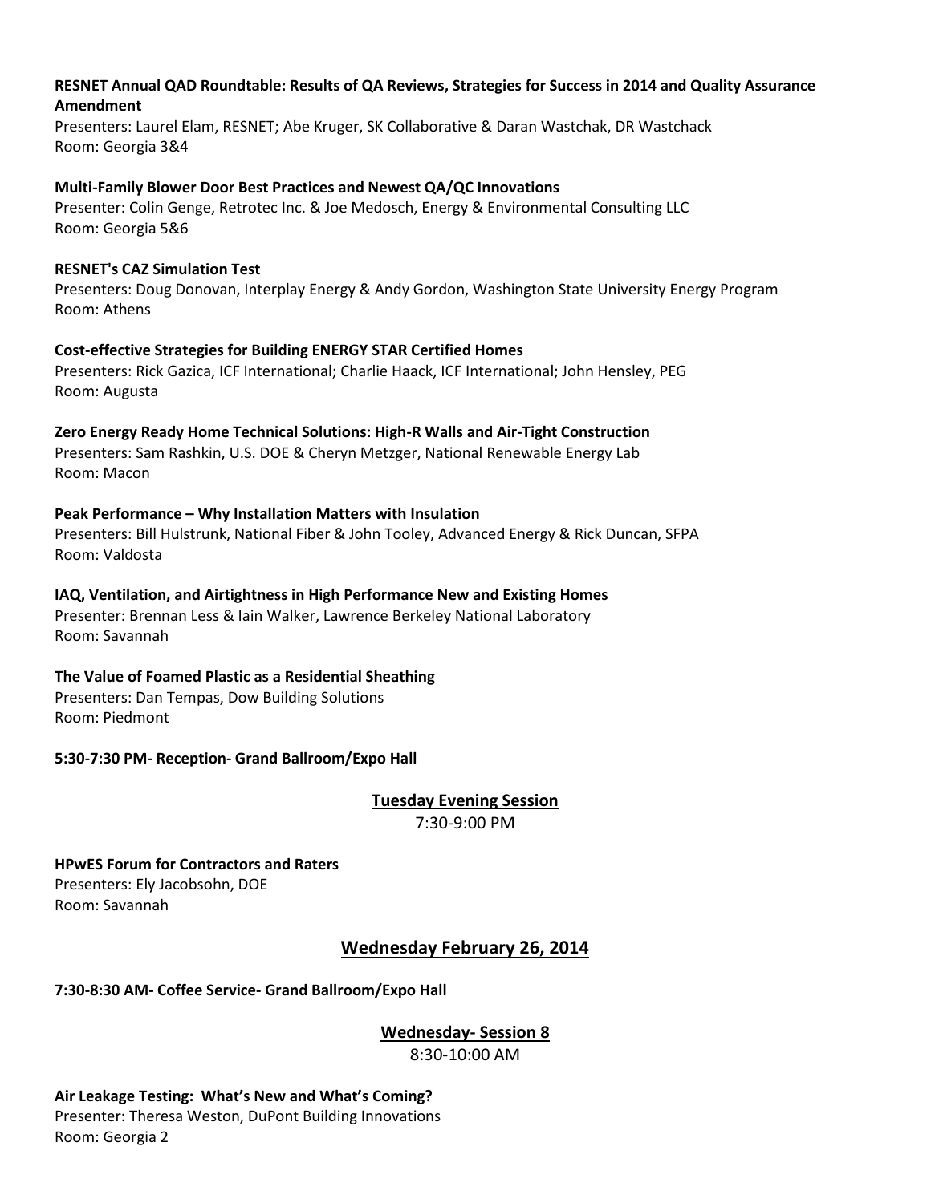**RESNET Annual QAD Roundtable: Results of QA Reviews, Strategies for Success in 2014 and Quality Assurance Amendment**
Presenters: Laurel Elam, RESNET; Abe Kruger, SK Collaborative & Daran Wastchak, DR Wastchack
Room: Georgia 3&4

**Multi-Family Blower Door Best Practices and Newest QA/QC Innovations**
Presenter: Colin Genge, Retrotec Inc. & Joe Medosch, Energy & Environmental Consulting LLC
Room: Georgia 5&6

**RESNET's CAZ Simulation Test**
Presenters: Doug Donovan, Interplay Energy & Andy Gordon, Washington State University Energy Program
Room: Athens

**Cost-effective Strategies for Building ENERGY STAR Certified Homes**
Presenters: Rick Gazica, ICF International; Charlie Haack, ICF International; John Hensley, PEG
Room: Augusta

**Zero Energy Ready Home Technical Solutions: High-R Walls and Air-Tight Construction**
Presenters: Sam Rashkin, U.S. DOE & Cheryn Metzger, National Renewable Energy Lab
Room: Macon

**Peak Performance – Why Installation Matters with Insulation**
Presenters: Bill Hulstrunk, National Fiber & John Tooley, Advanced Energy & Rick Duncan, SFPA
Room: Valdosta

**IAQ, Ventilation, and Airtightness in High Performance New and Existing Homes**
Presenter: Brennan Less & Iain Walker, Lawrence Berkeley National Laboratory
Room: Savannah

**The Value of Foamed Plastic as a Residential Sheathing**
Presenters: Dan Tempas, Dow Building Solutions
Room: Piedmont

**5:30-7:30 PM- Reception- Grand Ballroom/Expo Hall**

### Tuesday Evening Session

7:30-9:00 PM

**HPwES Forum for Contractors and Raters**
Presenters: Ely Jacobsohn, DOE
Room: Savannah

## Wednesday February 26, 2014

**7:30-8:30 AM- Coffee Service- Grand Ballroom/Expo Hall**

### Wednesday- Session 8

8:30-10:00 AM

**Air Leakage Testing: What's New and What's Coming?**
Presenter: Theresa Weston, DuPont Building Innovations
Room: Georgia 2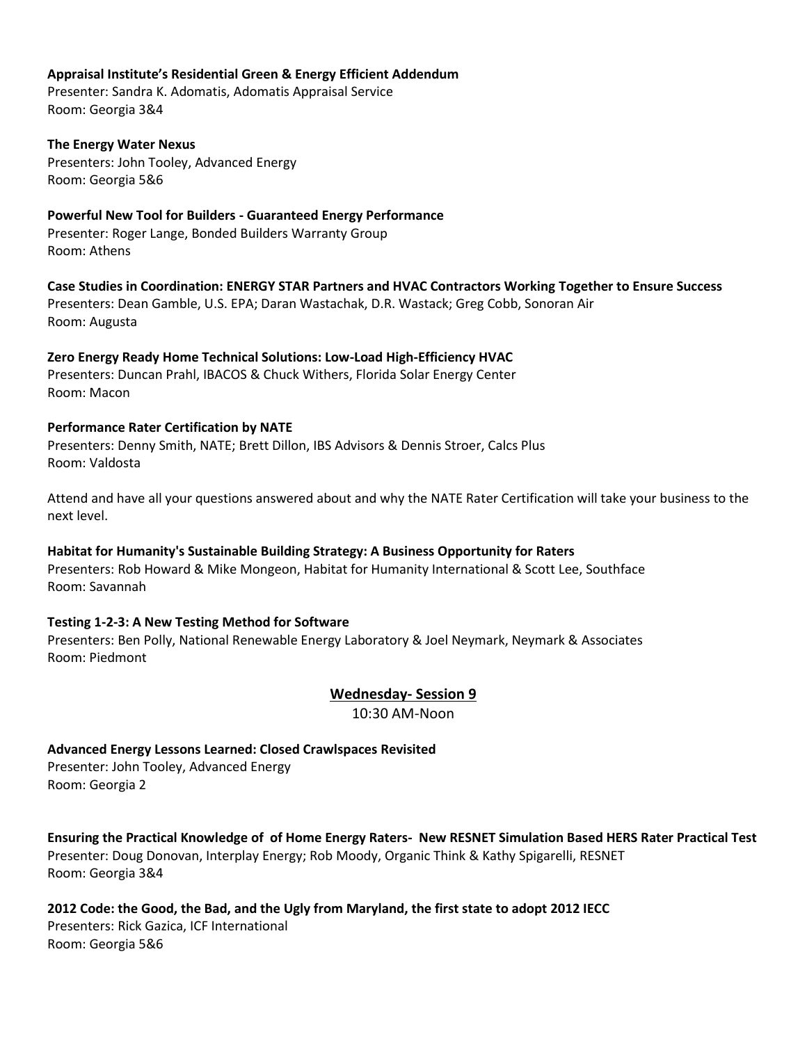**Appraisal Institute's Residential Green & Energy Efficient Addendum**
Presenter: Sandra K. Adomatis, Adomatis Appraisal Service
Room: Georgia 3&4

**The Energy Water Nexus**
Presenters: John Tooley, Advanced Energy
Room: Georgia 5&6

**Powerful New Tool for Builders - Guaranteed Energy Performance**
Presenter: Roger Lange, Bonded Builders Warranty Group
Room: Athens

**Case Studies in Coordination: ENERGY STAR Partners and HVAC Contractors Working Together to Ensure Success**
Presenters: Dean Gamble, U.S. EPA; Daran Wastachak, D.R. Wastack; Greg Cobb, Sonoran Air
Room: Augusta

**Zero Energy Ready Home Technical Solutions: Low-Load High-Efficiency HVAC**
Presenters: Duncan Prahl, IBACOS & Chuck Withers, Florida Solar Energy Center
Room: Macon

**Performance Rater Certification by NATE**
Presenters: Denny Smith, NATE; Brett Dillon, IBS Advisors & Dennis Stroer, Calcs Plus
Room: Valdosta

Attend and have all your questions answered about and why the NATE Rater Certification will take your business to the next level.

**Habitat for Humanity's Sustainable Building Strategy: A Business Opportunity for Raters**
Presenters: Rob Howard & Mike Mongeon, Habitat for Humanity International & Scott Lee, Southface
Room: Savannah

**Testing 1-2-3: A New Testing Method for Software**
Presenters: Ben Polly, National Renewable Energy Laboratory & Joel Neymark, Neymark & Associates
Room: Piedmont

## Wednesday- Session 9

10:30 AM-Noon

**Advanced Energy Lessons Learned: Closed Crawlspaces Revisited**
Presenter: John Tooley, Advanced Energy
Room: Georgia 2

**Ensuring the Practical Knowledge of of Home Energy Raters- New RESNET Simulation Based HERS Rater Practical Test**
Presenter: Doug Donovan, Interplay Energy; Rob Moody, Organic Think & Kathy Spigarelli, RESNET
Room: Georgia 3&4

**2012 Code: the Good, the Bad, and the Ugly from Maryland, the first state to adopt 2012 IECC**
Presenters: Rick Gazica, ICF International
Room: Georgia 5&6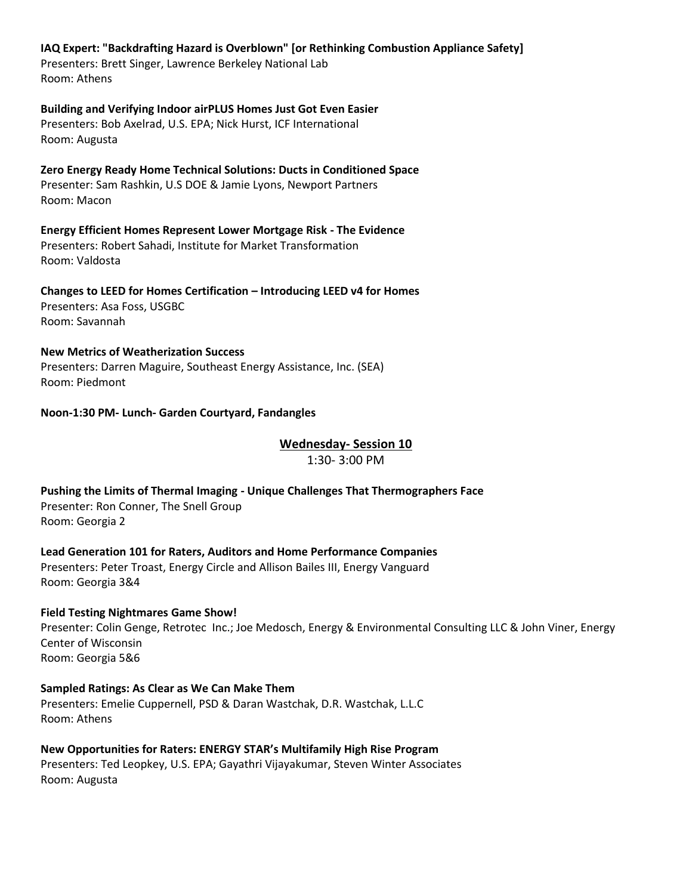**IAQ Expert: "Backdrafting Hazard is Overblown" [or Rethinking Combustion Appliance Safety]**
Presenters: Brett Singer, Lawrence Berkeley National Lab
Room: Athens

**Building and Verifying Indoor airPLUS Homes Just Got Even Easier**
Presenters: Bob Axelrad, U.S. EPA; Nick Hurst, ICF International
Room: Augusta

**Zero Energy Ready Home Technical Solutions: Ducts in Conditioned Space**
Presenter: Sam Rashkin, U.S DOE & Jamie Lyons, Newport Partners
Room: Macon

**Energy Efficient Homes Represent Lower Mortgage Risk - The Evidence**
Presenters: Robert Sahadi, Institute for Market Transformation
Room: Valdosta

**Changes to LEED for Homes Certification – Introducing LEED v4 for Homes**
Presenters: Asa Foss, USGBC
Room: Savannah

**New Metrics of Weatherization Success**
Presenters: Darren Maguire, Southeast Energy Assistance, Inc. (SEA)
Room: Piedmont

**Noon-1:30 PM- Lunch- Garden Courtyard, Fandangles**

## Wednesday- Session 10

1:30- 3:00 PM

**Pushing the Limits of Thermal Imaging - Unique Challenges That Thermographers Face**
Presenter: Ron Conner, The Snell Group
Room: Georgia 2

**Lead Generation 101 for Raters, Auditors and Home Performance Companies**
Presenters: Peter Troast, Energy Circle and Allison Bailes III, Energy Vanguard
Room: Georgia 3&4

**Field Testing Nightmares Game Show!**
Presenter: Colin Genge, Retrotec Inc.; Joe Medosch, Energy & Environmental Consulting LLC & John Viner, Energy Center of Wisconsin
Room: Georgia 5&6

**Sampled Ratings: As Clear as We Can Make Them**
Presenters: Emelie Cuppernell, PSD & Daran Wastchak, D.R. Wastchak, L.L.C
Room: Athens

**New Opportunities for Raters: ENERGY STAR's Multifamily High Rise Program**
Presenters: Ted Leopkey, U.S. EPA; Gayathri Vijayakumar, Steven Winter Associates
Room: Augusta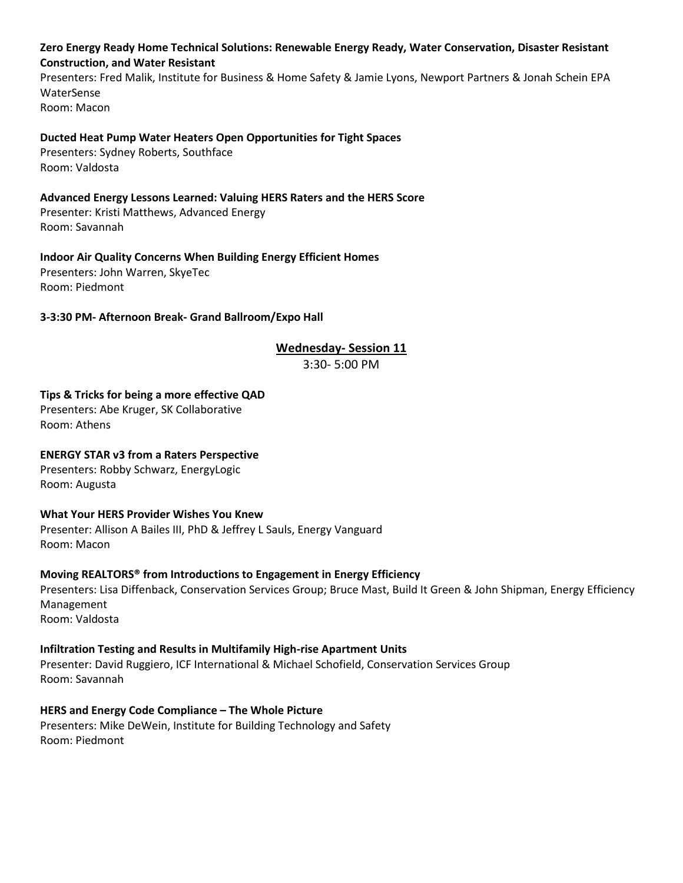**Zero Energy Ready Home Technical Solutions: Renewable Energy Ready, Water Conservation, Disaster Resistant Construction, and Water Resistant**
Presenters: Fred Malik, Institute for Business & Home Safety & Jamie Lyons, Newport Partners & Jonah Schein EPA WaterSense
Room: Macon

**Ducted Heat Pump Water Heaters Open Opportunities for Tight Spaces**
Presenters: Sydney Roberts, Southface
Room: Valdosta

**Advanced Energy Lessons Learned: Valuing HERS Raters and the HERS Score**
Presenter: Kristi Matthews, Advanced Energy
Room: Savannah

**Indoor Air Quality Concerns When Building Energy Efficient Homes**
Presenters: John Warren, SkyeTec
Room: Piedmont

**3-3:30 PM- Afternoon Break- Grand Ballroom/Expo Hall**

## Wednesday- Session 11

3:30- 5:00 PM

**Tips & Tricks for being a more effective QAD**
Presenters: Abe Kruger, SK Collaborative
Room: Athens

**ENERGY STAR v3 from a Raters Perspective**
Presenters: Robby Schwarz, EnergyLogic
Room: Augusta

**What Your HERS Provider Wishes You Knew**
Presenter: Allison A Bailes III, PhD & Jeffrey L Sauls, Energy Vanguard
Room: Macon

**Moving REALTORS® from Introductions to Engagement in Energy Efficiency**
Presenters: Lisa Diffenback, Conservation Services Group; Bruce Mast, Build It Green & John Shipman, Energy Efficiency Management
Room: Valdosta

**Infiltration Testing and Results in Multifamily High-rise Apartment Units**
Presenter: David Ruggiero, ICF International & Michael Schofield, Conservation Services Group
Room: Savannah

**HERS and Energy Code Compliance – The Whole Picture**
Presenters: Mike DeWein, Institute for Building Technology and Safety
Room: Piedmont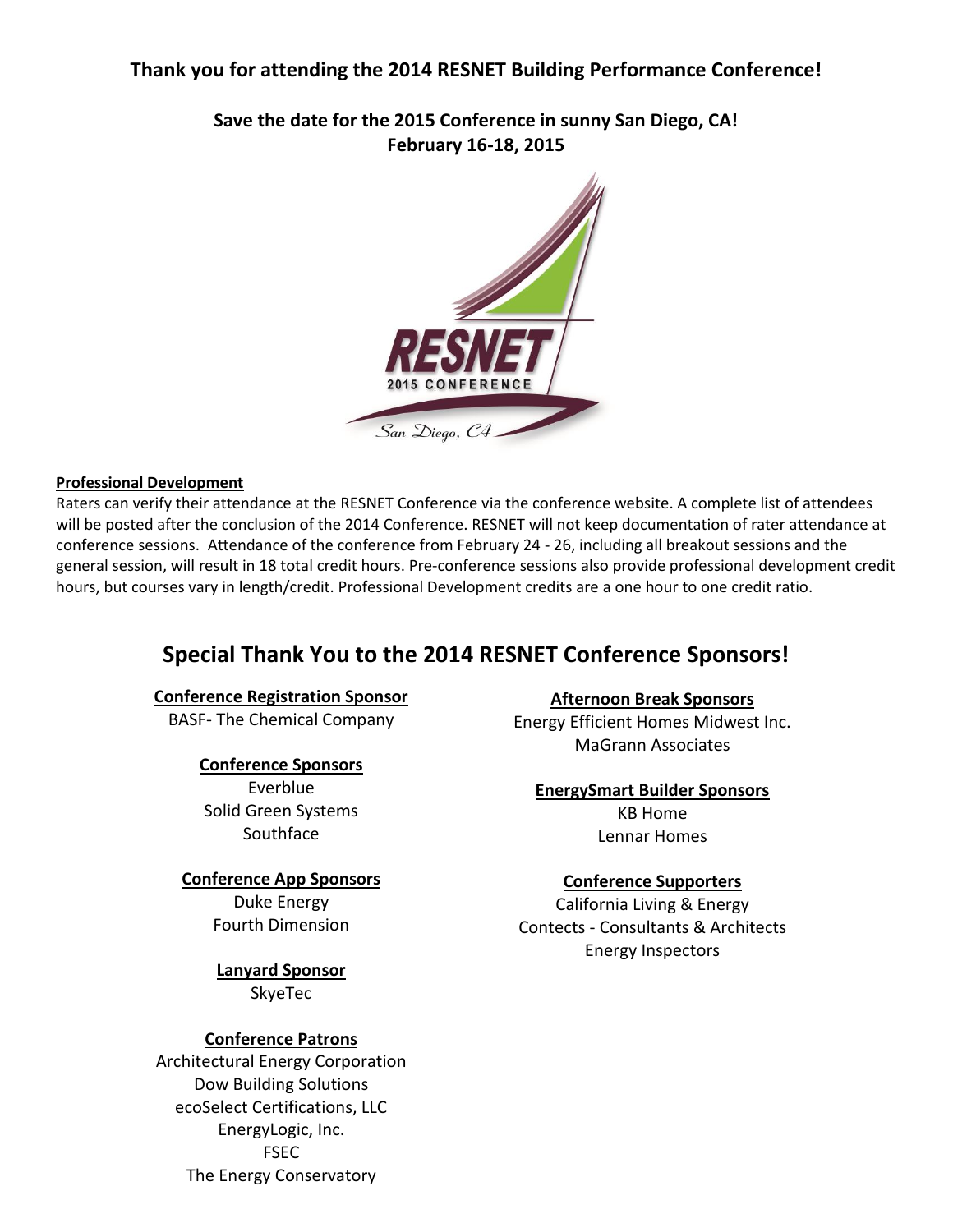**Thank you for attending the 2014 RESNET Building Performance Conference!**

**Save the date for the 2015 Conference in sunny San Diego, CA!**
**February 16-18, 2015**

RESNET
2015 CONFERENCE
San Diego, CA

**Professional Development**

Raters can verify their attendance at the RESNET Conference via the conference website. A complete list of attendees will be posted after the conclusion of the 2014 Conference. RESNET will not keep documentation of rater attendance at conference sessions. Attendance of the conference from February 24 - 26, including all breakout sessions and the general session, will result in 18 total credit hours. Pre-conference sessions also provide professional development credit hours, but courses vary in length/credit. Professional Development credits are a one hour to one credit ratio.

## Special Thank You to the 2014 RESNET Conference Sponsors!

**Conference Registration Sponsor**
BASF- The Chemical Company

**Conference Sponsors**
Everblue
Solid Green Systems
Southface

**Conference App Sponsors**
Duke Energy
Fourth Dimension

**Lanyard Sponsor**
SkyeTec

**Conference Patrons**
Architectural Energy Corporation
Dow Building Solutions
ecoSelect Certifications, LLC
EnergyLogic, Inc.
FSEC
The Energy Conservatory

**Afternoon Break Sponsors**
Energy Efficient Homes Midwest Inc.
MaGrann Associates

**EnergySmart Builder Sponsors**
KB Home
Lennar Homes

**Conference Supporters**
California Living & Energy
Contects - Consultants & Architects
Energy Inspectors